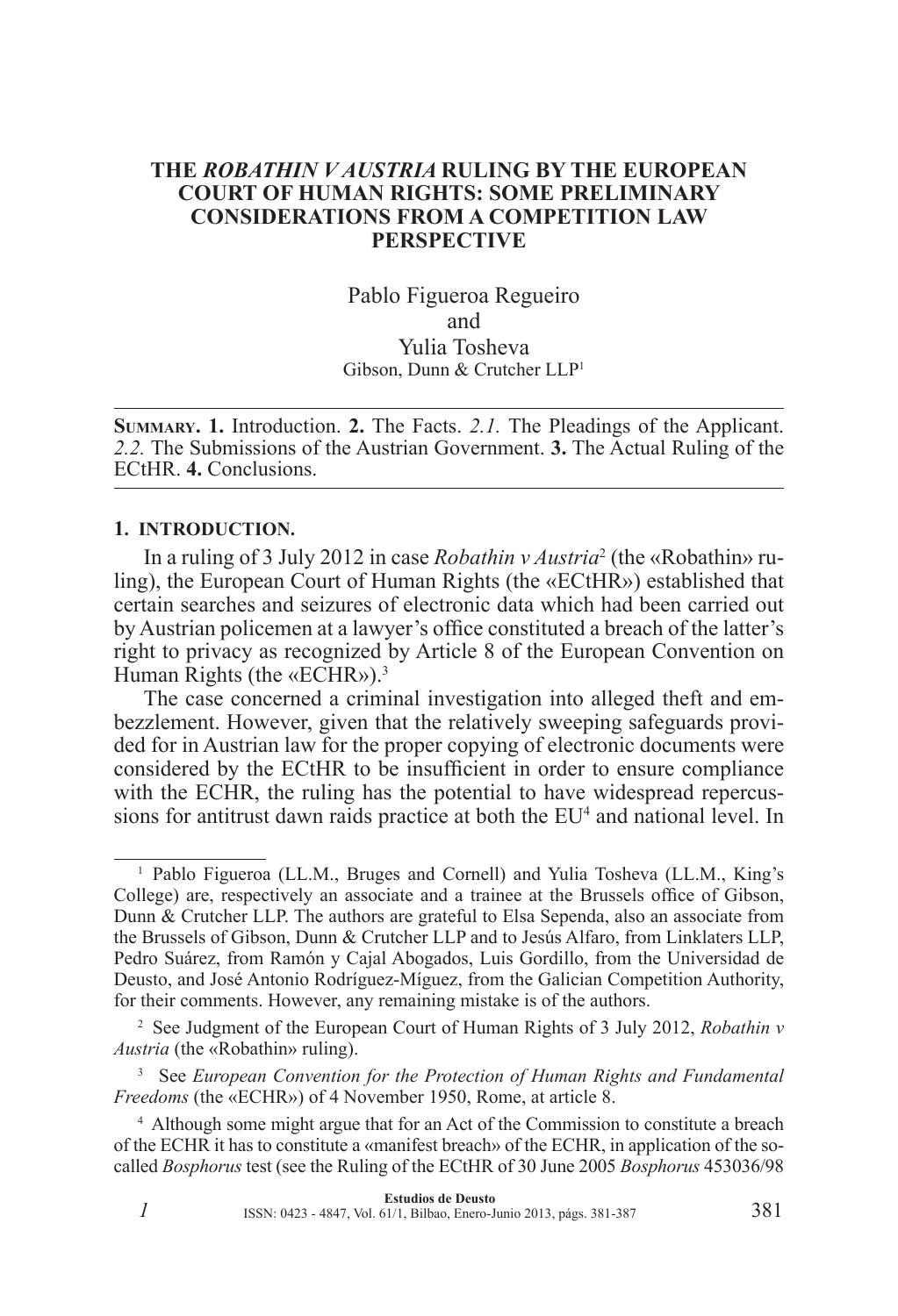# THE *ROBATHIN V AUSTRIA* RULING BY THE EUROPEAN COURT OF HUMAN RIGHTS: SOME PRELIMINARY CONSIDERATIONS FROM A COMPETITION LAW PERSPECTIVE

Pablo Figueroa Regueiro
and
Yulia Tosheva
Gibson, Dunn & Crutcher LLP[1]

---

**Summary. 1.** Introduction. **2.** The Facts. *2.1.* The Pleadings of the Applicant. *2.2.* The Submissions of the Austrian Government. **3.** The Actual Ruling of the ECtHR. **4.** Conclusions.

---

## 1. INTRODUCTION.

In a ruling of 3 July 2012 in case *Robathin v Austria*[2] (the «Robathin» ruling), the European Court of Human Rights (the «ECtHR») established that certain searches and seizures of electronic data which had been carried out by Austrian policemen at a lawyer's office constituted a breach of the latter's right to privacy as recognized by Article 8 of the European Convention on Human Rights (the «ECHR»).[3]

The case concerned a criminal investigation into alleged theft and embezzlement. However, given that the relatively sweeping safeguards provided for in Austrian law for the proper copying of electronic documents were considered by the ECtHR to be insufficient in order to ensure compliance with the ECHR, the ruling has the potential to have widespread repercussions for antitrust dawn raids practice at both the EU[4] and national level. In

---

[1] Pablo Figueroa (LL.M., Bruges and Cornell) and Yulia Tosheva (LL.M., King's College) are, respectively an associate and a trainee at the Brussels office of Gibson, Dunn & Crutcher LLP. The authors are grateful to Elsa Sependa, also an associate from the Brussels of Gibson, Dunn & Crutcher LLP and to Jesús Alfaro, from Linklaters LLP, Pedro Suárez, from Ramón y Cajal Abogados, Luis Gordillo, from the Universidad de Deusto, and José Antonio Rodríguez-Míguez, from the Galician Competition Authority, for their comments. However, any remaining mistake is of the authors.

[2] See Judgment of the European Court of Human Rights of 3 July 2012, *Robathin v Austria* (the «Robathin» ruling).

[3] See *European Convention for the Protection of Human Rights and Fundamental Freedoms* (the «ECHR») of 4 November 1950, Rome, at article 8.

[4] Although some might argue that for an Act of the Commission to constitute a breach of the ECHR it has to constitute a «manifest breach» of the ECHR, in application of the so-called *Bosphorus* test (see the Ruling of the ECtHR of 30 June 2005 *Bosphorus* 453036/98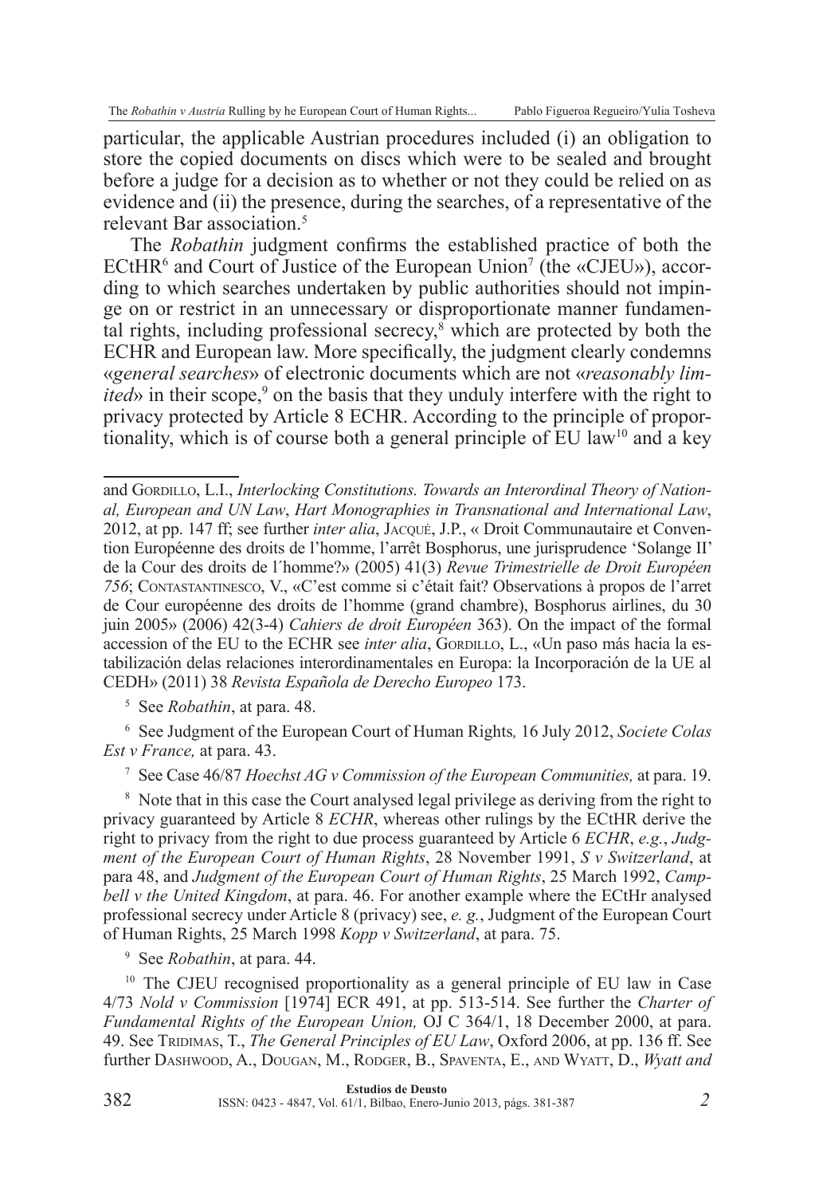particular, the applicable Austrian procedures included (i) an obligation to store the copied documents on discs which were to be sealed and brought before a judge for a decision as to whether or not they could be relied on as evidence and (ii) the presence, during the searches, of a representative of the relevant Bar association.[5]

The *Robathin* judgment confirms the established practice of both the ECtHR[6] and Court of Justice of the European Union[7] (the «CJEU»), according to which searches undertaken by public authorities should not impinge on or restrict in an unnecessary or disproportionate manner fundamental rights, including professional secrecy,[8] which are protected by both the ECHR and European law. More specifically, the judgment clearly condemns «*general searches*» of electronic documents which are not «*reasonably limited*» in their scope,[9] on the basis that they unduly interfere with the right to privacy protected by Article 8 ECHR. According to the principle of proportionality, which is of course both a general principle of EU law[10] and a key

---

and Gordillo, L.I., *Interlocking Constitutions. Towards an Interordinal Theory of National, European and UN Law*, *Hart Monographies in Transnational and International Law*, 2012, at pp. 147 ff; see further *inter alia*, Jacqué, J.P., « Droit Communautaire et Convention Européenne des droits de l'homme, l'arrêt Bosphorus, une jurisprudence 'Solange II' de la Cour des droits de l´homme?» (2005) 41(3) *Revue Trimestrielle de Droit Européen 756*; Contastantinesco, V., «C'est comme si c'était fait? Observations à propos de l'arret de Cour européenne des droits de l'homme (grand chambre), Bosphorus airlines, du 30 juin 2005» (2006) 42(3-4) *Cahiers de droit Européen* 363). On the impact of the formal accession of the EU to the ECHR see *inter alia*, Gordillo, L., «Un paso más hacia la estabilización delas relaciones interordinamentales en Europa: la Incorporación de la UE al CEDH» (2011) 38 *Revista Española de Derecho Europeo* 173.

[5] See *Robathin*, at para. 48.

[6] See Judgment of the European Court of Human Rights*,* 16 July 2012, *Societe Colas Est v France,* at para. 43.

[7] See Case 46/87 *Hoechst AG v Commission of the European Communities,* at para. 19.

[8] Note that in this case the Court analysed legal privilege as deriving from the right to privacy guaranteed by Article 8 *ECHR*, whereas other rulings by the ECtHR derive the right to privacy from the right to due process guaranteed by Article 6 *ECHR*, *e.g.*, *Judgment of the European Court of Human Rights*, 28 November 1991, *S v Switzerland*, at para 48, and *Judgment of the European Court of Human Rights*, 25 March 1992, *Campbell v the United Kingdom*, at para. 46. For another example where the ECtHr analysed professional secrecy under Article 8 (privacy) see, *e. g.*, Judgment of the European Court of Human Rights, 25 March 1998 *Kopp v Switzerland*, at para. 75.

[9] See *Robathin*, at para. 44.

[10] The CJEU recognised proportionality as a general principle of EU law in Case 4/73 *Nold v Commission* [1974] ECR 491, at pp. 513-514. See further the *Charter of Fundamental Rights of the European Union,* OJ C 364/1, 18 December 2000, at para. 49. See Tridimas, T., *The General Principles of EU Law*, Oxford 2006, at pp. 136 ff. See further Dashwood, A., Dougan, M., Rodger, B., Spaventa, E., and Wyatt, D., *Wyatt and*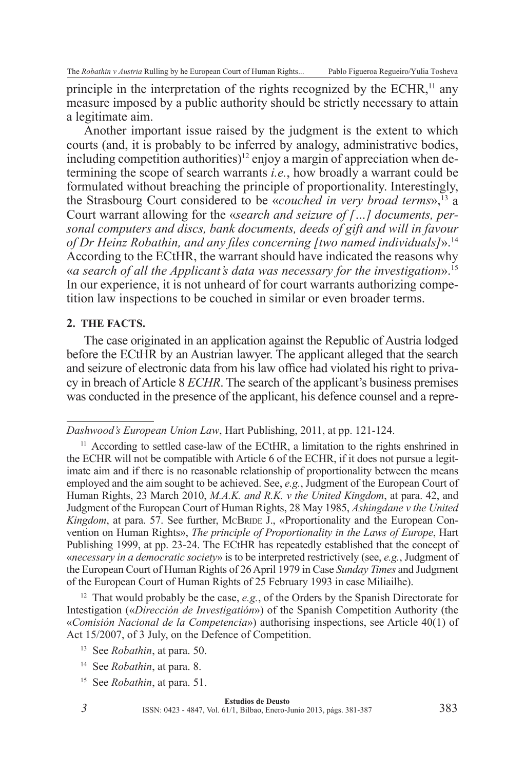principle in the interpretation of the rights recognized by the ECHR,[11] any measure imposed by a public authority should be strictly necessary to attain a legitimate aim.

Another important issue raised by the judgment is the extent to which courts (and, it is probably to be inferred by analogy, administrative bodies, including competition authorities)[12] enjoy a margin of appreciation when determining the scope of search warrants *i.e.*, how broadly a warrant could be formulated without breaching the principle of proportionality. Interestingly, the Strasbourg Court considered to be «*couched in very broad terms*»,[13] a Court warrant allowing for the «*search and seizure of […] documents, personal computers and discs, bank documents, deeds of gift and will in favour of Dr Heinz Robathin, and any files concerning [two named individuals]*».[14] According to the ECtHR, the warrant should have indicated the reasons why «*a search of all the Applicant's data was necessary for the investigation*».[15] In our experience, it is not unheard of for court warrants authorizing competition law inspections to be couched in similar or even broader terms.

## 2. THE FACTS.

The case originated in an application against the Republic of Austria lodged before the ECtHR by an Austrian lawyer. The applicant alleged that the search and seizure of electronic data from his law office had violated his right to privacy in breach of Article 8 *ECHR*. The search of the applicant's business premises was conducted in the presence of the applicant, his defence counsel and a repre-

---

*Dashwood's European Union Law*, Hart Publishing, 2011, at pp. 121-124.

[11] According to settled case-law of the ECtHR, a limitation to the rights enshrined in the ECHR will not be compatible with Article 6 of the ECHR, if it does not pursue a legitimate aim and if there is no reasonable relationship of proportionality between the means employed and the aim sought to be achieved. See, *e.g.*, Judgment of the European Court of Human Rights, 23 March 2010, *M.A.K. and R.K. v the United Kingdom*, at para. 42, and Judgment of the European Court of Human Rights, 28 May 1985, *Ashingdane v the United Kingdom*, at para. 57. See further, McBride J., «Proportionality and the European Convention on Human Rights», *The principle of Proportionality in the Laws of Europe*, Hart Publishing 1999, at pp. 23-24. The ECtHR has repeatedly established that the concept of «*necessary in a democratic society*» is to be interpreted restrictively (see, *e.g.*, Judgment of the European Court of Human Rights of 26 April 1979 in Case *Sunday Times* and Judgment of the European Court of Human Rights of 25 February 1993 in case Miliailhe).

[12] That would probably be the case, *e.g.*, of the Orders by the Spanish Directorate for Intestigation («*Dirección de Investigatión*») of the Spanish Competition Authority (the «*Comisión Nacional de la Competencia*») authorising inspections, see Article 40(1) of Act 15/2007, of 3 July, on the Defence of Competition.

[13] See *Robathin*, at para. 50.

[14] See *Robathin*, at para. 8.

[15] See *Robathin*, at para. 51.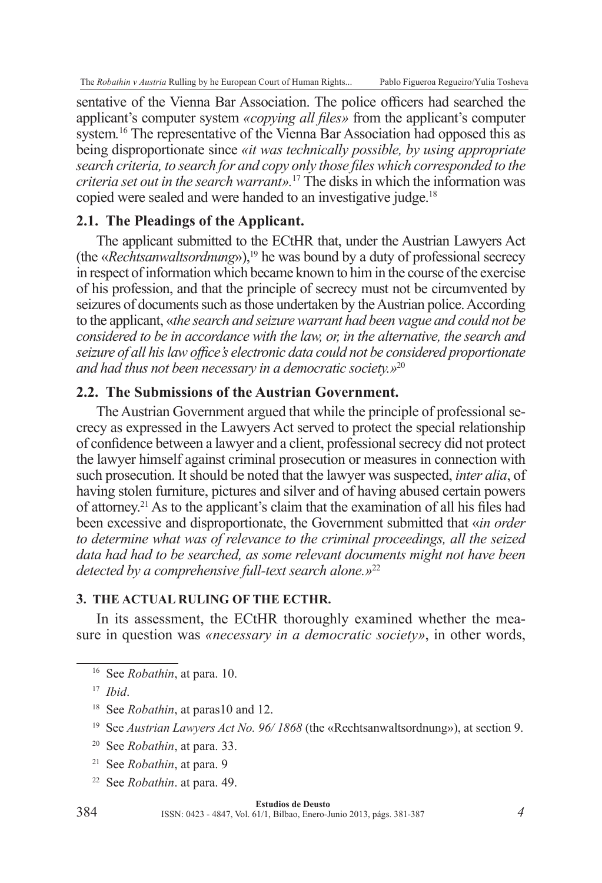sentative of the Vienna Bar Association. The police officers had searched the applicant's computer system *«copying all files»* from the applicant's computer system.[16] The representative of the Vienna Bar Association had opposed this as being disproportionate since *«it was technically possible, by using appropriate search criteria, to search for and copy only those files which corresponded to the criteria set out in the search warrant».*[17] The disks in which the information was copied were sealed and were handed to an investigative judge.[18]

## 2.1. The Pleadings of the Applicant.

The applicant submitted to the ECtHR that, under the Austrian Lawyers Act (the «*Rechtsanwaltsordnung*»),[19] he was bound by a duty of professional secrecy in respect of information which became known to him in the course of the exercise of his profession, and that the principle of secrecy must not be circumvented by seizures of documents such as those undertaken by the Austrian police. According to the applicant, «*the search and seizure warrant had been vague and could not be considered to be in accordance with the law, or, in the alternative, the search and seizure of all his law office's electronic data could not be considered proportionate and had thus not been necessary in a democratic society.*»[20]

## 2.2. The Submissions of the Austrian Government.

The Austrian Government argued that while the principle of professional secrecy as expressed in the Lawyers Act served to protect the special relationship of confidence between a lawyer and a client, professional secrecy did not protect the lawyer himself against criminal prosecution or measures in connection with such prosecution. It should be noted that the lawyer was suspected, *inter alia*, of having stolen furniture, pictures and silver and of having abused certain powers of attorney.[21] As to the applicant's claim that the examination of all his files had been excessive and disproportionate, the Government submitted that «*in order to determine what was of relevance to the criminal proceedings, all the seized data had had to be searched, as some relevant documents might not have been detected by a comprehensive full-text search alone.*»[22]

## 3. THE ACTUAL RULING OF THE ECTHR.

In its assessment, the ECtHR thoroughly examined whether the measure in question was *«necessary in a democratic society»*, in other words,

---

[16] See *Robathin*, at para. 10.

[17] *Ibid*.

[18] See *Robathin*, at paras10 and 12.

[19] See *Austrian Lawyers Act No. 96/ 1868* (the «Rechtsanwaltsordnung»), at section 9.

[20] See *Robathin*, at para. 33.

[21] See *Robathin*, at para. 9

[22] See *Robathin*. at para. 49.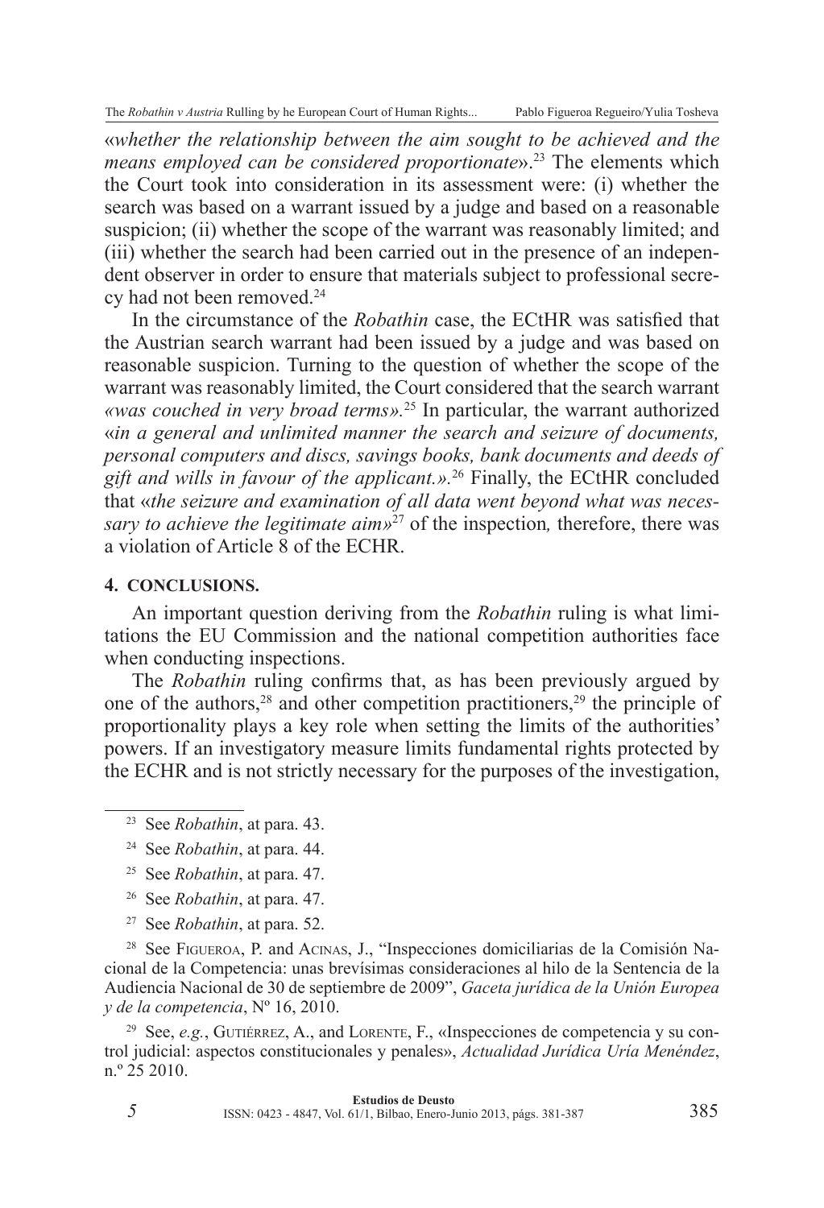«*whether the relationship between the aim sought to be achieved and the means employed can be considered proportionate*».[23] The elements which the Court took into consideration in its assessment were: (i) whether the search was based on a warrant issued by a judge and based on a reasonable suspicion; (ii) whether the scope of the warrant was reasonably limited; and (iii) whether the search had been carried out in the presence of an independent observer in order to ensure that materials subject to professional secrecy had not been removed.[24]

In the circumstance of the *Robathin* case, the ECtHR was satisfied that the Austrian search warrant had been issued by a judge and was based on reasonable suspicion. Turning to the question of whether the scope of the warrant was reasonably limited, the Court considered that the search warrant *«was couched in very broad terms».*[25] In particular, the warrant authorized «*in a general and unlimited manner the search and seizure of documents, personal computers and discs, savings books, bank documents and deeds of gift and wills in favour of the applicant.».*[26] Finally, the ECtHR concluded that «*the seizure and examination of all data went beyond what was necessary to achieve the legitimate aim»*[27] of the inspection*,* therefore, there was a violation of Article 8 of the ECHR.

## 4. CONCLUSIONS.

An important question deriving from the *Robathin* ruling is what limitations the EU Commission and the national competition authorities face when conducting inspections.

The *Robathin* ruling confirms that, as has been previously argued by one of the authors,[28] and other competition practitioners,[29] the principle of proportionality plays a key role when setting the limits of the authorities' powers. If an investigatory measure limits fundamental rights protected by the ECHR and is not strictly necessary for the purposes of the investigation,

---

[23] See *Robathin*, at para. 43.

[24] See *Robathin*, at para. 44.

[25] See *Robathin*, at para. 47.

[26] See *Robathin*, at para. 47.

[27] See *Robathin*, at para. 52.

[28] See Figueroa, P. and Acinas, J., "Inspecciones domiciliarias de la Comisión Nacional de la Competencia: unas brevísimas consideraciones al hilo de la Sentencia de la Audiencia Nacional de 30 de septiembre de 2009", *Gaceta jurídica de la Unión Europea y de la competencia*, Nº 16, 2010.

[29] See, *e.g.*, Gutiérrez, A., and Lorente, F., «Inspecciones de competencia y su control judicial: aspectos constitucionales y penales», *Actualidad Jurídica Uría Menéndez*, n.º 25 2010.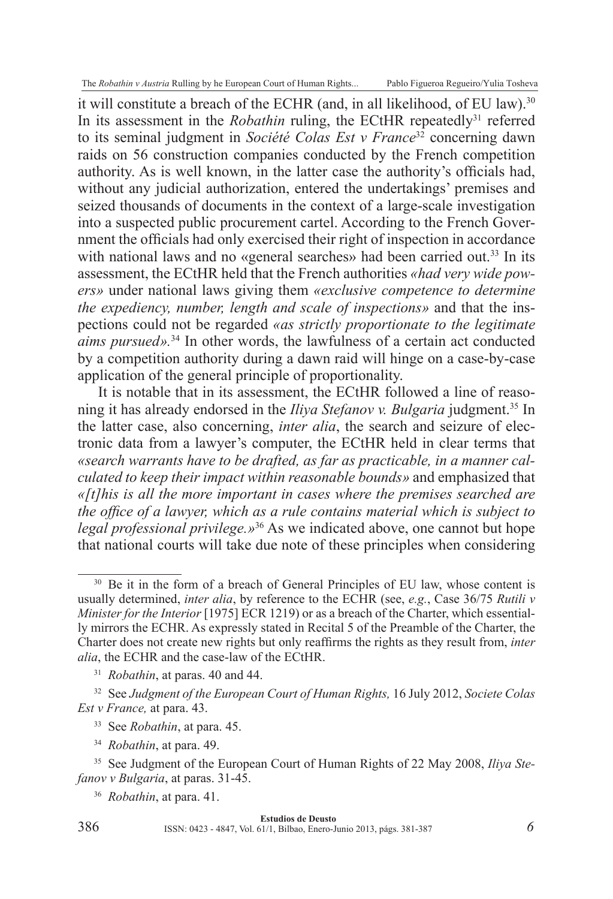it will constitute a breach of the ECHR (and, in all likelihood, of EU law).[30] In its assessment in the *Robathin* ruling, the ECtHR repeatedly[31] referred to its seminal judgment in *Société Colas Est v France*[32] concerning dawn raids on 56 construction companies conducted by the French competition authority. As is well known, in the latter case the authority's officials had, without any judicial authorization, entered the undertakings' premises and seized thousands of documents in the context of a large-scale investigation into a suspected public procurement cartel. According to the French Government the officials had only exercised their right of inspection in accordance with national laws and no «general searches» had been carried out.[33] In its assessment, the ECtHR held that the French authorities *«had very wide powers»* under national laws giving them *«exclusive competence to determine the expediency, number, length and scale of inspections»* and that the inspections could not be regarded *«as strictly proportionate to the legitimate aims pursued»*.[34] In other words, the lawfulness of a certain act conducted by a competition authority during a dawn raid will hinge on a case-by-case application of the general principle of proportionality.

It is notable that in its assessment, the ECtHR followed a line of reasoning it has already endorsed in the *Iliya Stefanov v. Bulgaria* judgment.[35] In the latter case, also concerning, *inter alia*, the search and seizure of electronic data from a lawyer's computer, the ECtHR held in clear terms that *«search warrants have to be drafted, as far as practicable, in a manner calculated to keep their impact within reasonable bounds»* and emphasized that *«[t]his is all the more important in cases where the premises searched are the office of a lawyer, which as a rule contains material which is subject to legal professional privilege.»*[36] As we indicated above, one cannot but hope that national courts will take due note of these principles when considering

---

[30] Be it in the form of a breach of General Principles of EU law, whose content is usually determined, *inter alia*, by reference to the ECHR (see, *e.g.*, Case 36/75 *Rutili v Minister for the Interior* [1975] ECR 1219) or as a breach of the Charter, which essentially mirrors the ECHR. As expressly stated in Recital 5 of the Preamble of the Charter, the Charter does not create new rights but only reaffirms the rights as they result from, *inter alia*, the ECHR and the case-law of the ECtHR.

[31] *Robathin*, at paras. 40 and 44.

[32] See *Judgment of the European Court of Human Rights,* 16 July 2012, *Societe Colas Est v France,* at para. 43.

[33] See *Robathin*, at para. 45.

[34] *Robathin*, at para. 49.

[35] See Judgment of the European Court of Human Rights of 22 May 2008, *Iliya Stefanov v Bulgaria*, at paras. 31-45.

[36] *Robathin*, at para. 41.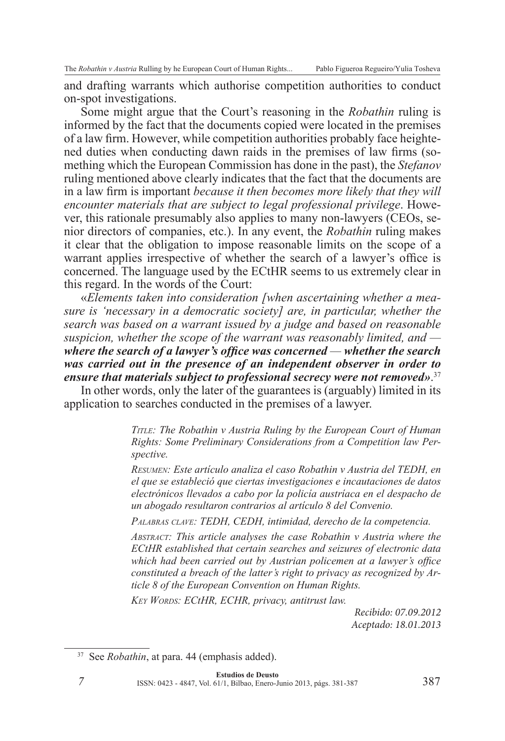and drafting warrants which authorise competition authorities to conduct on-spot investigations.

Some might argue that the Court's reasoning in the *Robathin* ruling is informed by the fact that the documents copied were located in the premises of a law firm. However, while competition authorities probably face heightened duties when conducting dawn raids in the premises of law firms (something which the European Commission has done in the past), the *Stefanov* ruling mentioned above clearly indicates that the fact that the documents are in a law firm is important *because it then becomes more likely that they will encounter materials that are subject to legal professional privilege*. However, this rationale presumably also applies to many non-lawyers (CEOs, senior directors of companies, etc.). In any event, the *Robathin* ruling makes it clear that the obligation to impose reasonable limits on the scope of a warrant applies irrespective of whether the search of a lawyer's office is concerned. The language used by the ECtHR seems to us extremely clear in this regard. In the words of the Court:

«*Elements taken into consideration [when ascertaining whether a measure is 'necessary in a democratic society] are, in particular, whether the search was based on a warrant issued by a judge and based on reasonable suspicion, whether the scope of the warrant was reasonably limited, and —* ***where the search of a lawyer's office was concerned — whether the search was carried out in the presence of an independent observer in order to ensure that materials subject to professional secrecy were not removed***».[37]

In other words, only the later of the guarantees is (arguably) limited in its application to searches conducted in the premises of a lawyer.

*Title: The Robathin v Austria Ruling by the European Court of Human Rights: Some Preliminary Considerations from a Competition law Perspective.*

*Resumen: Este artículo analiza el caso Robathin v Austria del TEDH, en el que se estableció que ciertas investigaciones e incautaciones de datos electrónicos llevados a cabo por la policía austríaca en el despacho de un abogado resultaron contrarios al artículo 8 del Convenio.*

*Palabras clave: TEDH, CEDH, intimidad, derecho de la competencia.*

*Abstract: This article analyses the case Robathin v Austria where the ECtHR established that certain searches and seizures of electronic data which had been carried out by Austrian policemen at a lawyer's office constituted a breach of the latter's right to privacy as recognized by Article 8 of the European Convention on Human Rights.*

*Key Words: ECtHR, ECHR, privacy, antitrust law.*

*Recibido: 07.09.2012*
*Aceptado: 18.01.2013*

---

[37] See *Robathin*, at para. 44 (emphasis added).